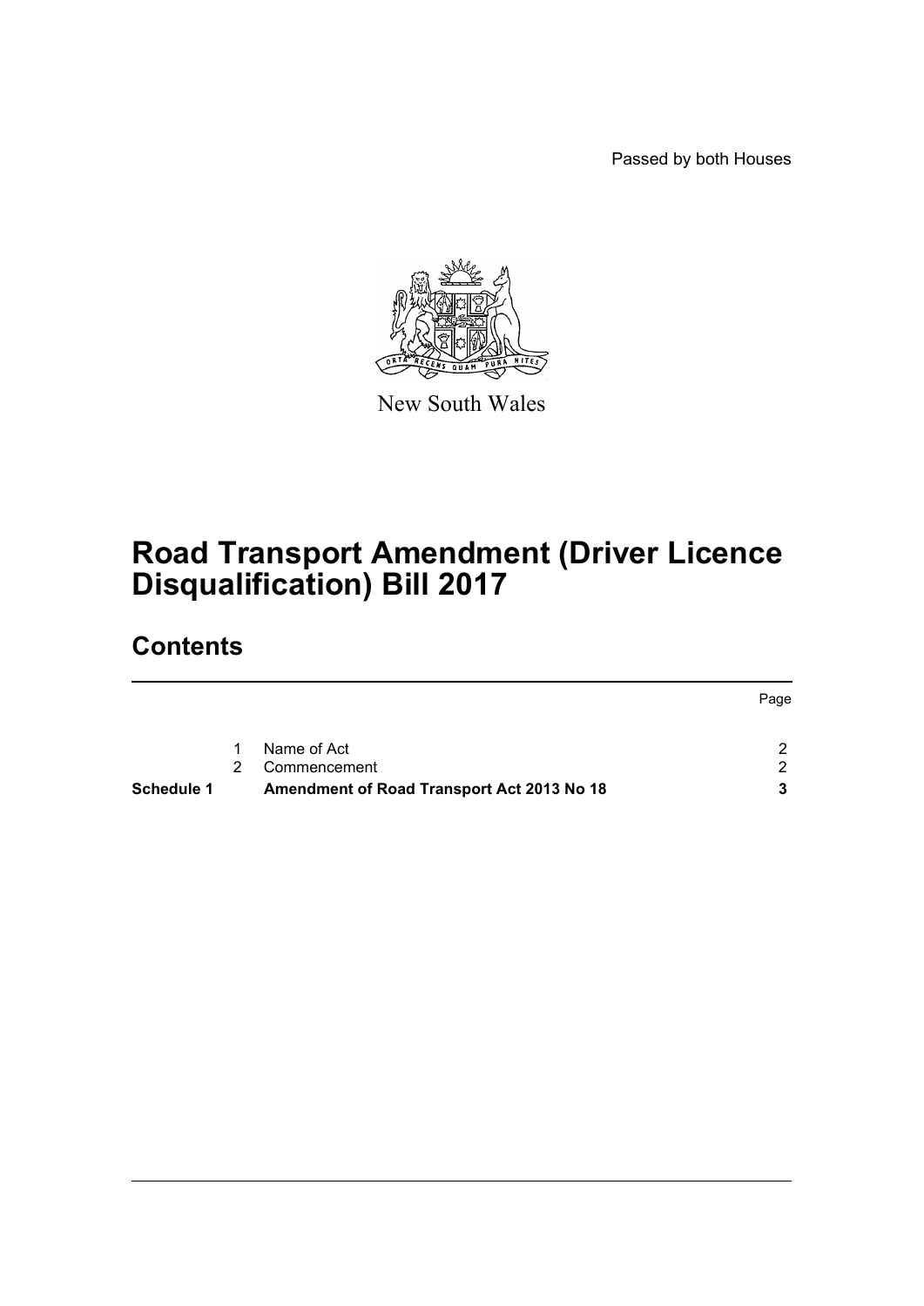Passed by both Houses

New South Wales

# Road Transport Amendment (Driver Licence Disqualification) Bill 2017

## Contents

| | | | Page |
|---|---|---|---|
| | 1 | Name of Act | 2 |
| | 2 | Commencement | 2 |
| **Schedule 1** | | **Amendment of Road Transport Act 2013 No 18** | **3** |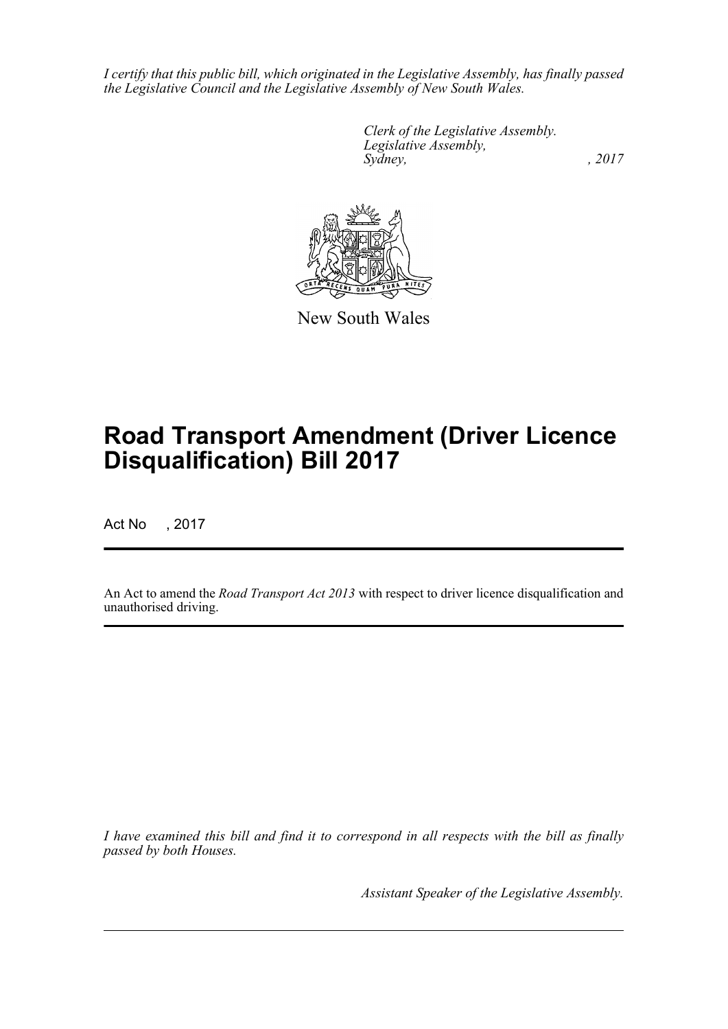*I certify that this public bill, which originated in the Legislative Assembly, has finally passed the Legislative Council and the Legislative Assembly of New South Wales.*

*Clerk of the Legislative Assembly.*
*Legislative Assembly,*
*Sydney, , 2017*

New South Wales

# Road Transport Amendment (Driver Licence Disqualification) Bill 2017

Act No , 2017

An Act to amend the *Road Transport Act 2013* with respect to driver licence disqualification and unauthorised driving.

*I have examined this bill and find it to correspond in all respects with the bill as finally passed by both Houses.*

*Assistant Speaker of the Legislative Assembly.*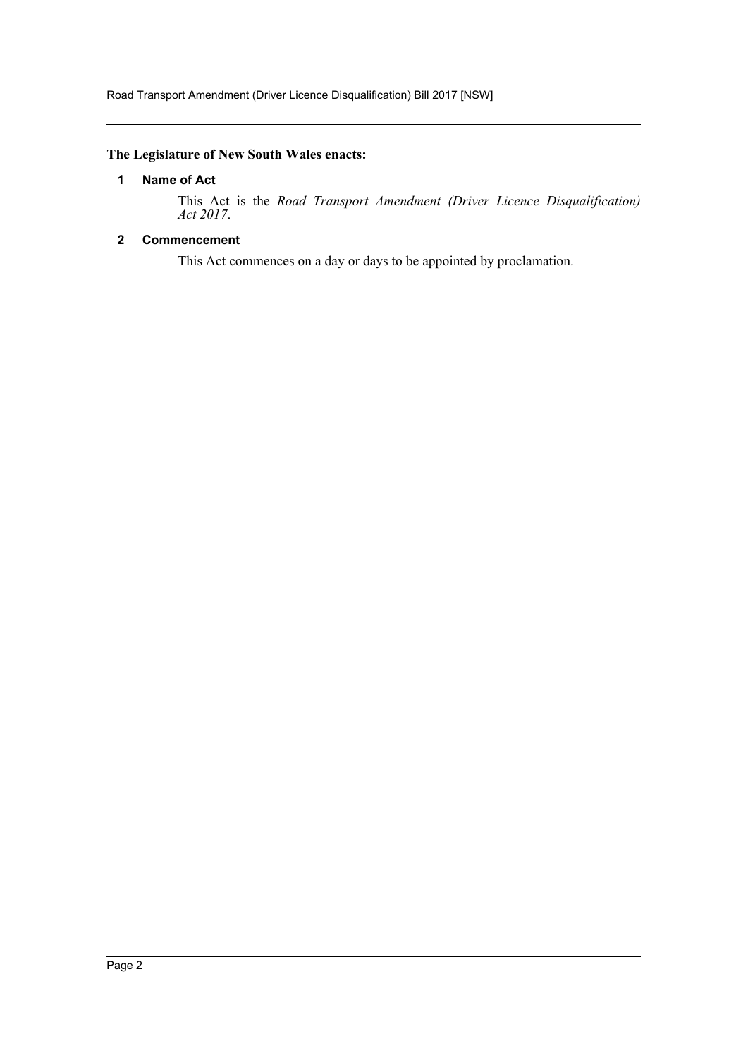**The Legislature of New South Wales enacts:**

**1 Name of Act**

This Act is the *Road Transport Amendment (Driver Licence Disqualification) Act 2017*.

**2 Commencement**

This Act commences on a day or days to be appointed by proclamation.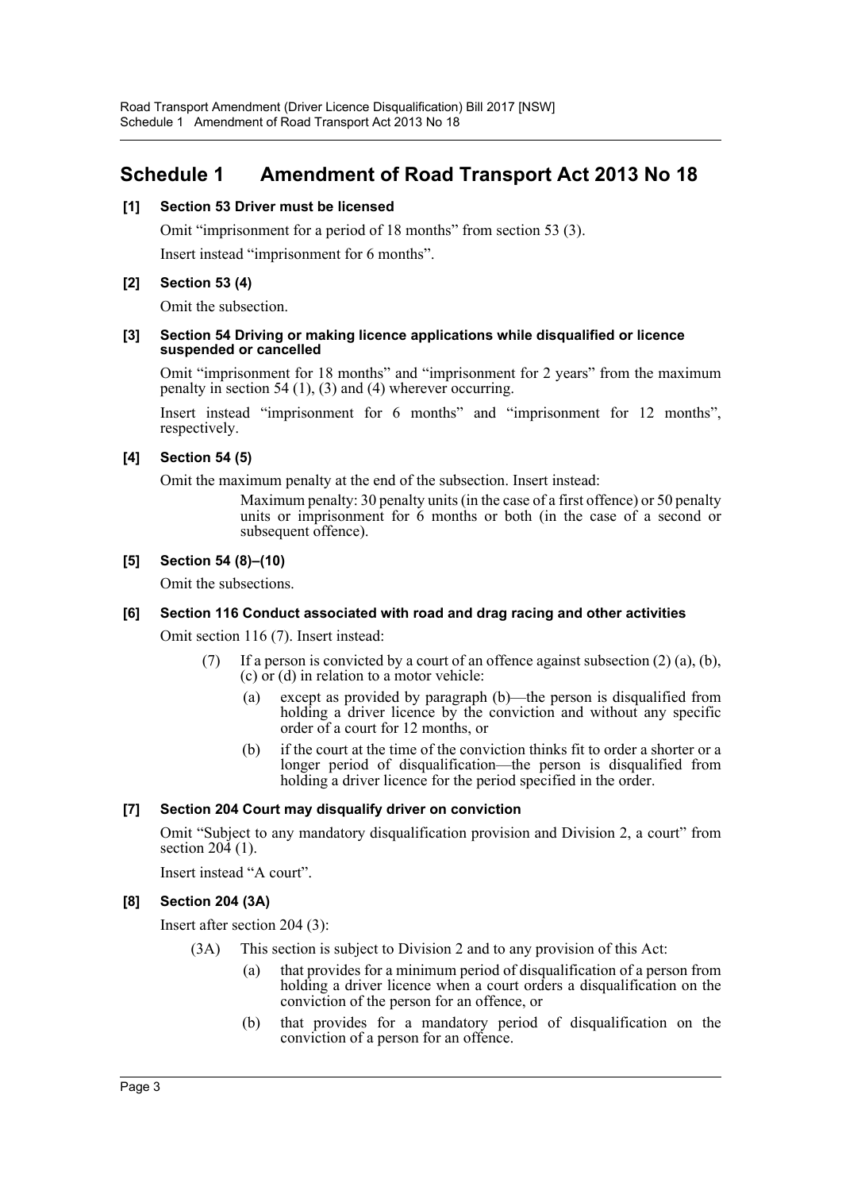# Schedule 1 Amendment of Road Transport Act 2013 No 18

**[1] Section 53 Driver must be licensed**

Omit "imprisonment for a period of 18 months" from section 53 (3).

Insert instead "imprisonment for 6 months".

**[2] Section 53 (4)**

Omit the subsection.

**[3] Section 54 Driving or making licence applications while disqualified or licence suspended or cancelled**

Omit "imprisonment for 18 months" and "imprisonment for 2 years" from the maximum penalty in section 54 (1), (3) and (4) wherever occurring.

Insert instead "imprisonment for 6 months" and "imprisonment for 12 months", respectively.

**[4] Section 54 (5)**

Omit the maximum penalty at the end of the subsection. Insert instead:

> Maximum penalty: 30 penalty units (in the case of a first offence) or 50 penalty units or imprisonment for 6 months or both (in the case of a second or subsequent offence).

**[5] Section 54 (8)–(10)**

Omit the subsections.

**[6] Section 116 Conduct associated with road and drag racing and other activities**

Omit section 116 (7). Insert instead:

> (7) If a person is convicted by a court of an offence against subsection (2) (a), (b), (c) or (d) in relation to a motor vehicle:
>
> (a) except as provided by paragraph (b)—the person is disqualified from holding a driver licence by the conviction and without any specific order of a court for 12 months, or
>
> (b) if the court at the time of the conviction thinks fit to order a shorter or a longer period of disqualification—the person is disqualified from holding a driver licence for the period specified in the order.

**[7] Section 204 Court may disqualify driver on conviction**

Omit "Subject to any mandatory disqualification provision and Division 2, a court" from section 204 (1).

Insert instead "A court".

**[8] Section 204 (3A)**

Insert after section 204 (3):

> (3A) This section is subject to Division 2 and to any provision of this Act:
>
> (a) that provides for a minimum period of disqualification of a person from holding a driver licence when a court orders a disqualification on the conviction of the person for an offence, or
>
> (b) that provides for a mandatory period of disqualification on the conviction of a person for an offence.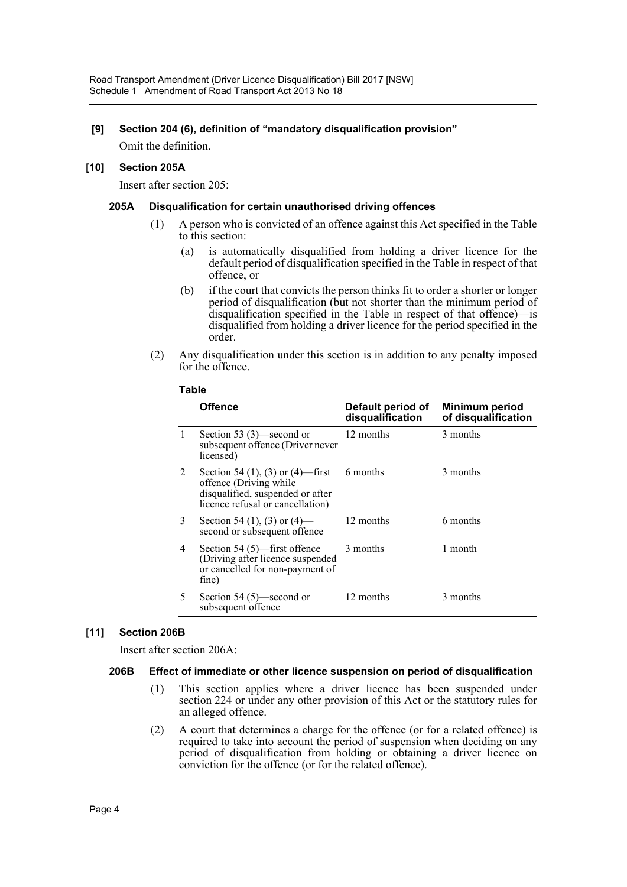**[9] Section 204 (6), definition of "mandatory disqualification provision"**

Omit the definition.

**[10] Section 205A**

Insert after section 205:

**205A Disqualification for certain unauthorised driving offences**

(1) A person who is convicted of an offence against this Act specified in the Table to this section:

(a) is automatically disqualified from holding a driver licence for the default period of disqualification specified in the Table in respect of that offence, or

(b) if the court that convicts the person thinks fit to order a shorter or longer period of disqualification (but not shorter than the minimum period of disqualification specified in the Table in respect of that offence)—is disqualified from holding a driver licence for the period specified in the order.

(2) Any disqualification under this section is in addition to any penalty imposed for the offence.

**Table**

| | Offence | Default period of disqualification | Minimum period of disqualification |
|---|---|---|---|
| 1 | Section 53 (3)—second or subsequent offence (Driver never licensed) | 12 months | 3 months |
| 2 | Section 54 (1), (3) or (4)—first offence (Driving while disqualified, suspended or after licence refusal or cancellation) | 6 months | 3 months |
| 3 | Section 54 (1), (3) or (4)—second or subsequent offence | 12 months | 6 months |
| 4 | Section 54 (5)—first offence (Driving after licence suspended or cancelled for non-payment of fine) | 3 months | 1 month |
| 5 | Section 54 (5)—second or subsequent offence | 12 months | 3 months |

**[11] Section 206B**

Insert after section 206A:

**206B Effect of immediate or other licence suspension on period of disqualification**

(1) This section applies where a driver licence has been suspended under section 224 or under any other provision of this Act or the statutory rules for an alleged offence.

(2) A court that determines a charge for the offence (or for a related offence) is required to take into account the period of suspension when deciding on any period of disqualification from holding or obtaining a driver licence on conviction for the offence (or for the related offence).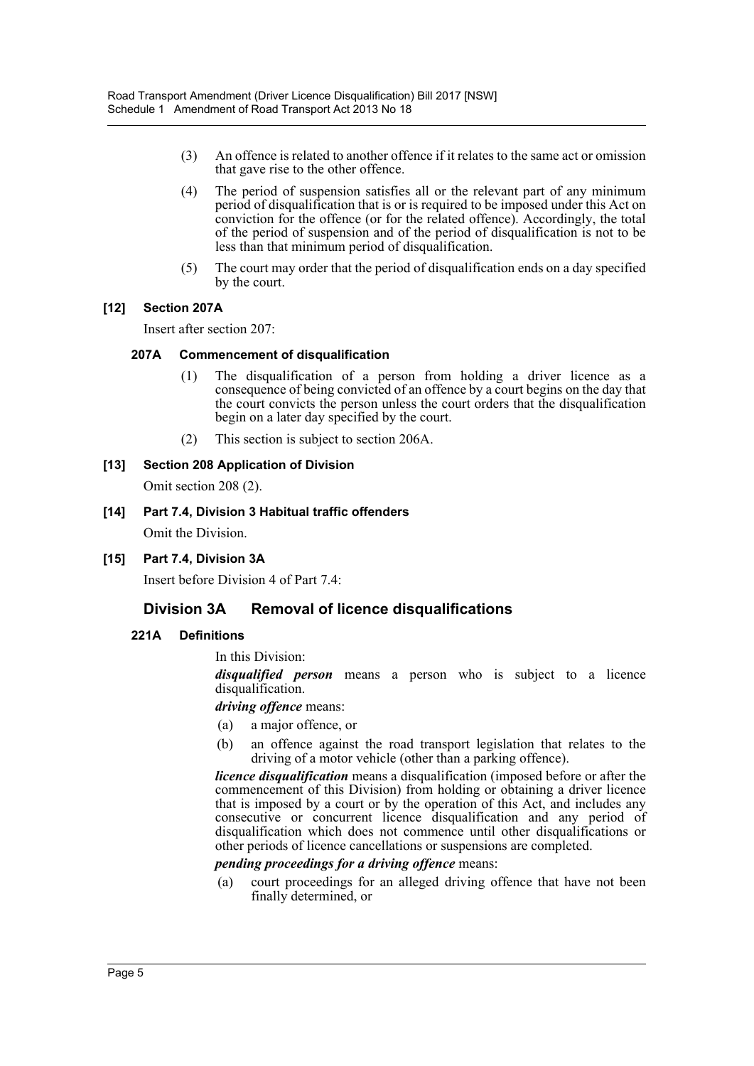(3) An offence is related to another offence if it relates to the same act or omission that gave rise to the other offence.

(4) The period of suspension satisfies all or the relevant part of any minimum period of disqualification that is or is required to be imposed under this Act on conviction for the offence (or for the related offence). Accordingly, the total of the period of suspension and of the period of disqualification is not to be less than that minimum period of disqualification.

(5) The court may order that the period of disqualification ends on a day specified by the court.

### [12] Section 207A

Insert after section 207:

#### 207A Commencement of disqualification

(1) The disqualification of a person from holding a driver licence as a consequence of being convicted of an offence by a court begins on the day that the court convicts the person unless the court orders that the disqualification begin on a later day specified by the court.

(2) This section is subject to section 206A.

### [13] Section 208 Application of Division

Omit section 208 (2).

### [14] Part 7.4, Division 3 Habitual traffic offenders

Omit the Division.

### [15] Part 7.4, Division 3A

Insert before Division 4 of Part 7.4:

## Division 3A Removal of licence disqualifications

#### 221A Definitions

In this Division:

***disqualified person*** means a person who is subject to a licence disqualification.

***driving offence*** means:

(a) a major offence, or

(b) an offence against the road transport legislation that relates to the driving of a motor vehicle (other than a parking offence).

***licence disqualification*** means a disqualification (imposed before or after the commencement of this Division) from holding or obtaining a driver licence that is imposed by a court or by the operation of this Act, and includes any consecutive or concurrent licence disqualification and any period of disqualification which does not commence until other disqualifications or other periods of licence cancellations or suspensions are completed.

***pending proceedings for a driving offence*** means:

(a) court proceedings for an alleged driving offence that have not been finally determined, or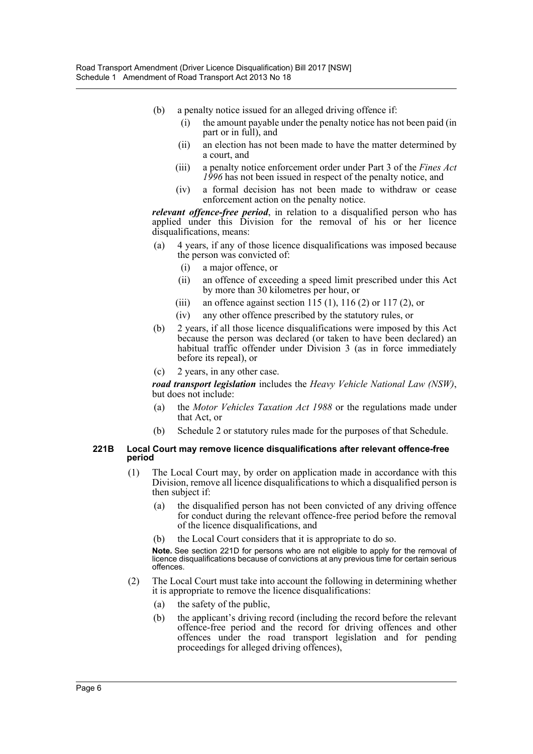(b) a penalty notice issued for an alleged driving offence if:

  (i) the amount payable under the penalty notice has not been paid (in part or in full), and

  (ii) an election has not been made to have the matter determined by a court, and

  (iii) a penalty notice enforcement order under Part 3 of the *Fines Act 1996* has not been issued in respect of the penalty notice, and

  (iv) a formal decision has not been made to withdraw or cease enforcement action on the penalty notice.

***relevant offence-free period***, in relation to a disqualified person who has applied under this Division for the removal of his or her licence disqualifications, means:

(a) 4 years, if any of those licence disqualifications was imposed because the person was convicted of:

  (i) a major offence, or

  (ii) an offence of exceeding a speed limit prescribed under this Act by more than 30 kilometres per hour, or

  (iii) an offence against section 115 (1), 116 (2) or 117 (2), or

  (iv) any other offence prescribed by the statutory rules, or

(b) 2 years, if all those licence disqualifications were imposed by this Act because the person was declared (or taken to have been declared) an habitual traffic offender under Division 3 (as in force immediately before its repeal), or

(c) 2 years, in any other case.

***road transport legislation*** includes the *Heavy Vehicle National Law (NSW)*, but does not include:

(a) the *Motor Vehicles Taxation Act 1988* or the regulations made under that Act, or

(b) Schedule 2 or statutory rules made for the purposes of that Schedule.

#### 221B Local Court may remove licence disqualifications after relevant offence-free period

(1) The Local Court may, by order on application made in accordance with this Division, remove all licence disqualifications to which a disqualified person is then subject if:

  (a) the disqualified person has not been convicted of any driving offence for conduct during the relevant offence-free period before the removal of the licence disqualifications, and

  (b) the Local Court considers that it is appropriate to do so.

**Note.** See section 221D for persons who are not eligible to apply for the removal of licence disqualifications because of convictions at any previous time for certain serious offences.

(2) The Local Court must take into account the following in determining whether it is appropriate to remove the licence disqualifications:

  (a) the safety of the public,

  (b) the applicant's driving record (including the record before the relevant offence-free period and the record for driving offences and other offences under the road transport legislation and for pending proceedings for alleged driving offences),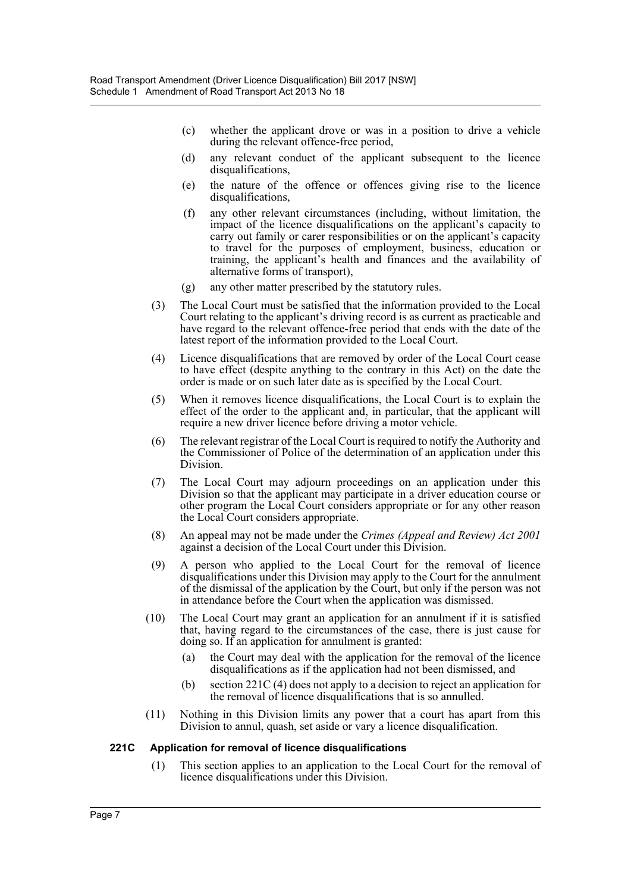(c) whether the applicant drove or was in a position to drive a vehicle during the relevant offence-free period,

(d) any relevant conduct of the applicant subsequent to the licence disqualifications,

(e) the nature of the offence or offences giving rise to the licence disqualifications,

(f) any other relevant circumstances (including, without limitation, the impact of the licence disqualifications on the applicant's capacity to carry out family or carer responsibilities or on the applicant's capacity to travel for the purposes of employment, business, education or training, the applicant's health and finances and the availability of alternative forms of transport),

(g) any other matter prescribed by the statutory rules.

(3) The Local Court must be satisfied that the information provided to the Local Court relating to the applicant's driving record is as current as practicable and have regard to the relevant offence-free period that ends with the date of the latest report of the information provided to the Local Court.

(4) Licence disqualifications that are removed by order of the Local Court cease to have effect (despite anything to the contrary in this Act) on the date the order is made or on such later date as is specified by the Local Court.

(5) When it removes licence disqualifications, the Local Court is to explain the effect of the order to the applicant and, in particular, that the applicant will require a new driver licence before driving a motor vehicle.

(6) The relevant registrar of the Local Court is required to notify the Authority and the Commissioner of Police of the determination of an application under this Division.

(7) The Local Court may adjourn proceedings on an application under this Division so that the applicant may participate in a driver education course or other program the Local Court considers appropriate or for any other reason the Local Court considers appropriate.

(8) An appeal may not be made under the *Crimes (Appeal and Review) Act 2001* against a decision of the Local Court under this Division.

(9) A person who applied to the Local Court for the removal of licence disqualifications under this Division may apply to the Court for the annulment of the dismissal of the application by the Court, but only if the person was not in attendance before the Court when the application was dismissed.

(10) The Local Court may grant an application for an annulment if it is satisfied that, having regard to the circumstances of the case, there is just cause for doing so. If an application for annulment is granted:

(a) the Court may deal with the application for the removal of the licence disqualifications as if the application had not been dismissed, and

(b) section 221C (4) does not apply to a decision to reject an application for the removal of licence disqualifications that is so annulled.

(11) Nothing in this Division limits any power that a court has apart from this Division to annul, quash, set aside or vary a licence disqualification.

### 221C Application for removal of licence disqualifications

(1) This section applies to an application to the Local Court for the removal of licence disqualifications under this Division.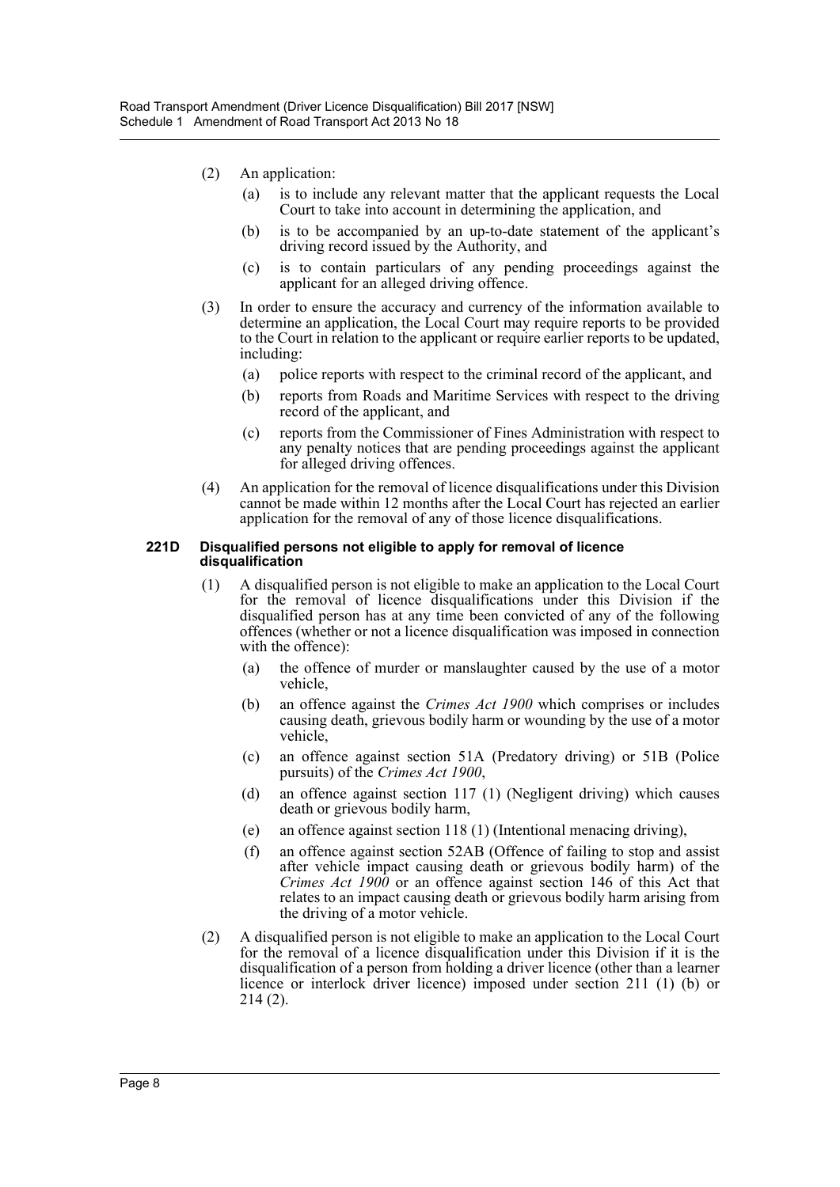(2) An application:

(a) is to include any relevant matter that the applicant requests the Local Court to take into account in determining the application, and

(b) is to be accompanied by an up-to-date statement of the applicant's driving record issued by the Authority, and

(c) is to contain particulars of any pending proceedings against the applicant for an alleged driving offence.

(3) In order to ensure the accuracy and currency of the information available to determine an application, the Local Court may require reports to be provided to the Court in relation to the applicant or require earlier reports to be updated, including:

(a) police reports with respect to the criminal record of the applicant, and

(b) reports from Roads and Maritime Services with respect to the driving record of the applicant, and

(c) reports from the Commissioner of Fines Administration with respect to any penalty notices that are pending proceedings against the applicant for alleged driving offences.

(4) An application for the removal of licence disqualifications under this Division cannot be made within 12 months after the Local Court has rejected an earlier application for the removal of any of those licence disqualifications.

**221D Disqualified persons not eligible to apply for removal of licence disqualification**

(1) A disqualified person is not eligible to make an application to the Local Court for the removal of licence disqualifications under this Division if the disqualified person has at any time been convicted of any of the following offences (whether or not a licence disqualification was imposed in connection with the offence):

(a) the offence of murder or manslaughter caused by the use of a motor vehicle,

(b) an offence against the *Crimes Act 1900* which comprises or includes causing death, grievous bodily harm or wounding by the use of a motor vehicle,

(c) an offence against section 51A (Predatory driving) or 51B (Police pursuits) of the *Crimes Act 1900*,

(d) an offence against section 117 (1) (Negligent driving) which causes death or grievous bodily harm,

(e) an offence against section 118 (1) (Intentional menacing driving),

(f) an offence against section 52AB (Offence of failing to stop and assist after vehicle impact causing death or grievous bodily harm) of the *Crimes Act 1900* or an offence against section 146 of this Act that relates to an impact causing death or grievous bodily harm arising from the driving of a motor vehicle.

(2) A disqualified person is not eligible to make an application to the Local Court for the removal of a licence disqualification under this Division if it is the disqualification of a person from holding a driver licence (other than a learner licence or interlock driver licence) imposed under section 211 (1) (b) or 214 (2).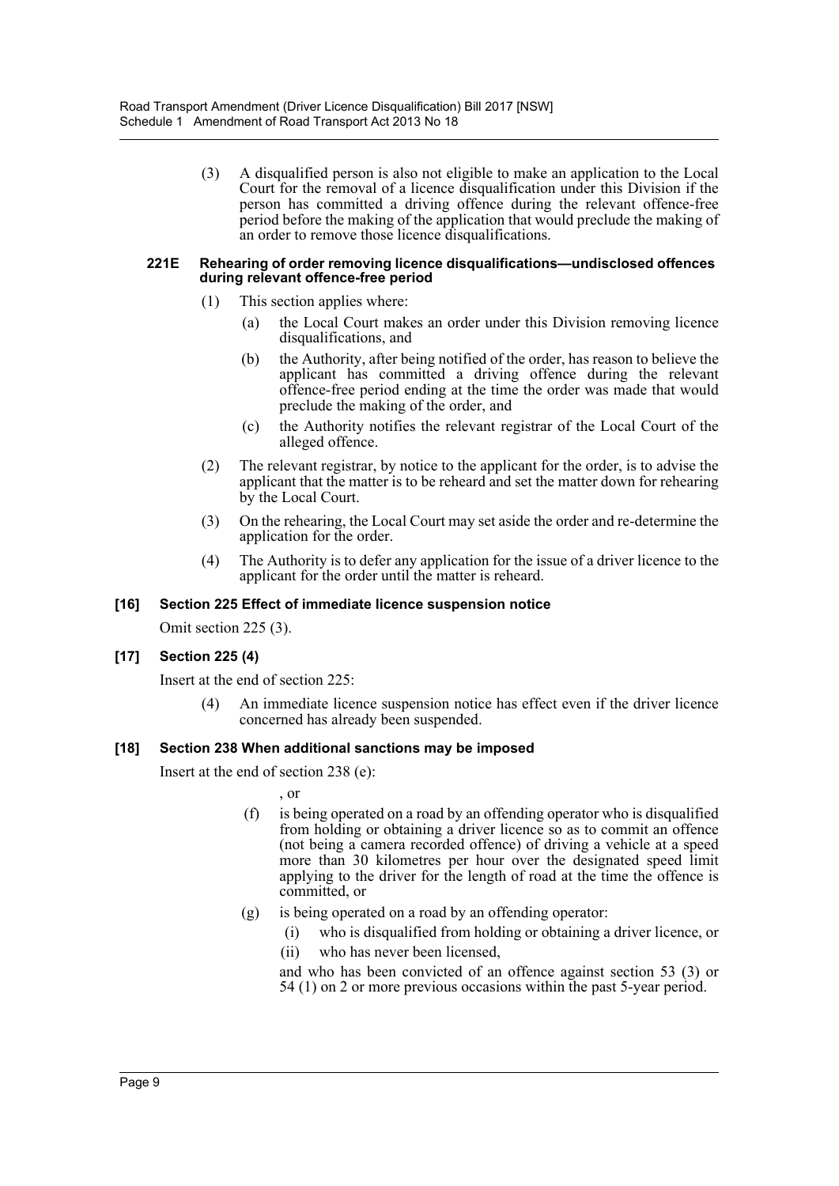(3) A disqualified person is also not eligible to make an application to the Local Court for the removal of a licence disqualification under this Division if the person has committed a driving offence during the relevant offence-free period before the making of the application that would preclude the making of an order to remove those licence disqualifications.

#### 221E Rehearing of order removing licence disqualifications—undisclosed offences during relevant offence-free period

(1) This section applies where:

(a) the Local Court makes an order under this Division removing licence disqualifications, and

(b) the Authority, after being notified of the order, has reason to believe the applicant has committed a driving offence during the relevant offence-free period ending at the time the order was made that would preclude the making of the order, and

(c) the Authority notifies the relevant registrar of the Local Court of the alleged offence.

(2) The relevant registrar, by notice to the applicant for the order, is to advise the applicant that the matter is to be reheard and set the matter down for rehearing by the Local Court.

(3) On the rehearing, the Local Court may set aside the order and re-determine the application for the order.

(4) The Authority is to defer any application for the issue of a driver licence to the applicant for the order until the matter is reheard.

### [16] Section 225 Effect of immediate licence suspension notice

Omit section 225 (3).

### [17] Section 225 (4)

Insert at the end of section 225:

(4) An immediate licence suspension notice has effect even if the driver licence concerned has already been suspended.

### [18] Section 238 When additional sanctions may be imposed

Insert at the end of section 238 (e):

, or

(f) is being operated on a road by an offending operator who is disqualified from holding or obtaining a driver licence so as to commit an offence (not being a camera recorded offence) of driving a vehicle at a speed more than 30 kilometres per hour over the designated speed limit applying to the driver for the length of road at the time the offence is committed, or

(g) is being operated on a road by an offending operator:

(i) who is disqualified from holding or obtaining a driver licence, or

(ii) who has never been licensed,

and who has been convicted of an offence against section 53 (3) or 54 (1) on 2 or more previous occasions within the past 5-year period.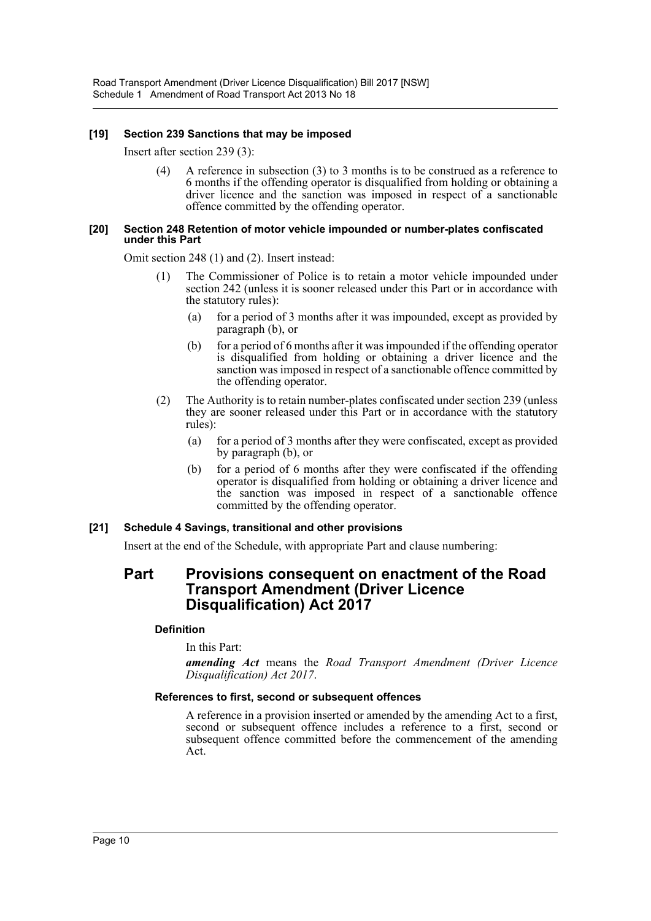### [19] Section 239 Sanctions that may be imposed

Insert after section 239 (3):

> (4) A reference in subsection (3) to 3 months is to be construed as a reference to 6 months if the offending operator is disqualified from holding or obtaining a driver licence and the sanction was imposed in respect of a sanctionable offence committed by the offending operator.

### [20] Section 248 Retention of motor vehicle impounded or number-plates confiscated under this Part

Omit section 248 (1) and (2). Insert instead:

> (1) The Commissioner of Police is to retain a motor vehicle impounded under section 242 (unless it is sooner released under this Part or in accordance with the statutory rules):
>
> (a) for a period of 3 months after it was impounded, except as provided by paragraph (b), or
>
> (b) for a period of 6 months after it was impounded if the offending operator is disqualified from holding or obtaining a driver licence and the sanction was imposed in respect of a sanctionable offence committed by the offending operator.
>
> (2) The Authority is to retain number-plates confiscated under section 239 (unless they are sooner released under this Part or in accordance with the statutory rules):
>
> (a) for a period of 3 months after they were confiscated, except as provided by paragraph (b), or
>
> (b) for a period of 6 months after they were confiscated if the offending operator is disqualified from holding or obtaining a driver licence and the sanction was imposed in respect of a sanctionable offence committed by the offending operator.

### [21] Schedule 4 Savings, transitional and other provisions

Insert at the end of the Schedule, with appropriate Part and clause numbering:

## Part Provisions consequent on enactment of the Road Transport Amendment (Driver Licence Disqualification) Act 2017

#### Definition

In this Part:

***amending Act*** means the *Road Transport Amendment (Driver Licence Disqualification) Act 2017*.

#### References to first, second or subsequent offences

A reference in a provision inserted or amended by the amending Act to a first, second or subsequent offence includes a reference to a first, second or subsequent offence committed before the commencement of the amending Act.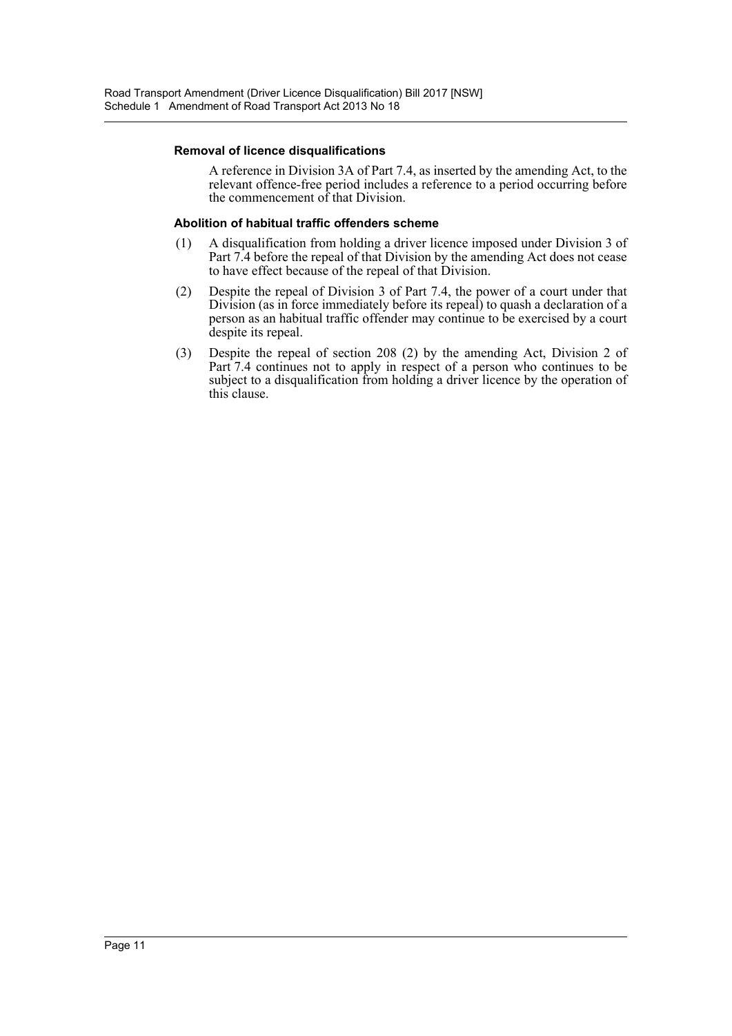#### Removal of licence disqualifications

A reference in Division 3A of Part 7.4, as inserted by the amending Act, to the relevant offence-free period includes a reference to a period occurring before the commencement of that Division.

#### Abolition of habitual traffic offenders scheme

(1) A disqualification from holding a driver licence imposed under Division 3 of Part 7.4 before the repeal of that Division by the amending Act does not cease to have effect because of the repeal of that Division.

(2) Despite the repeal of Division 3 of Part 7.4, the power of a court under that Division (as in force immediately before its repeal) to quash a declaration of a person as an habitual traffic offender may continue to be exercised by a court despite its repeal.

(3) Despite the repeal of section 208 (2) by the amending Act, Division 2 of Part 7.4 continues not to apply in respect of a person who continues to be subject to a disqualification from holding a driver licence by the operation of this clause.